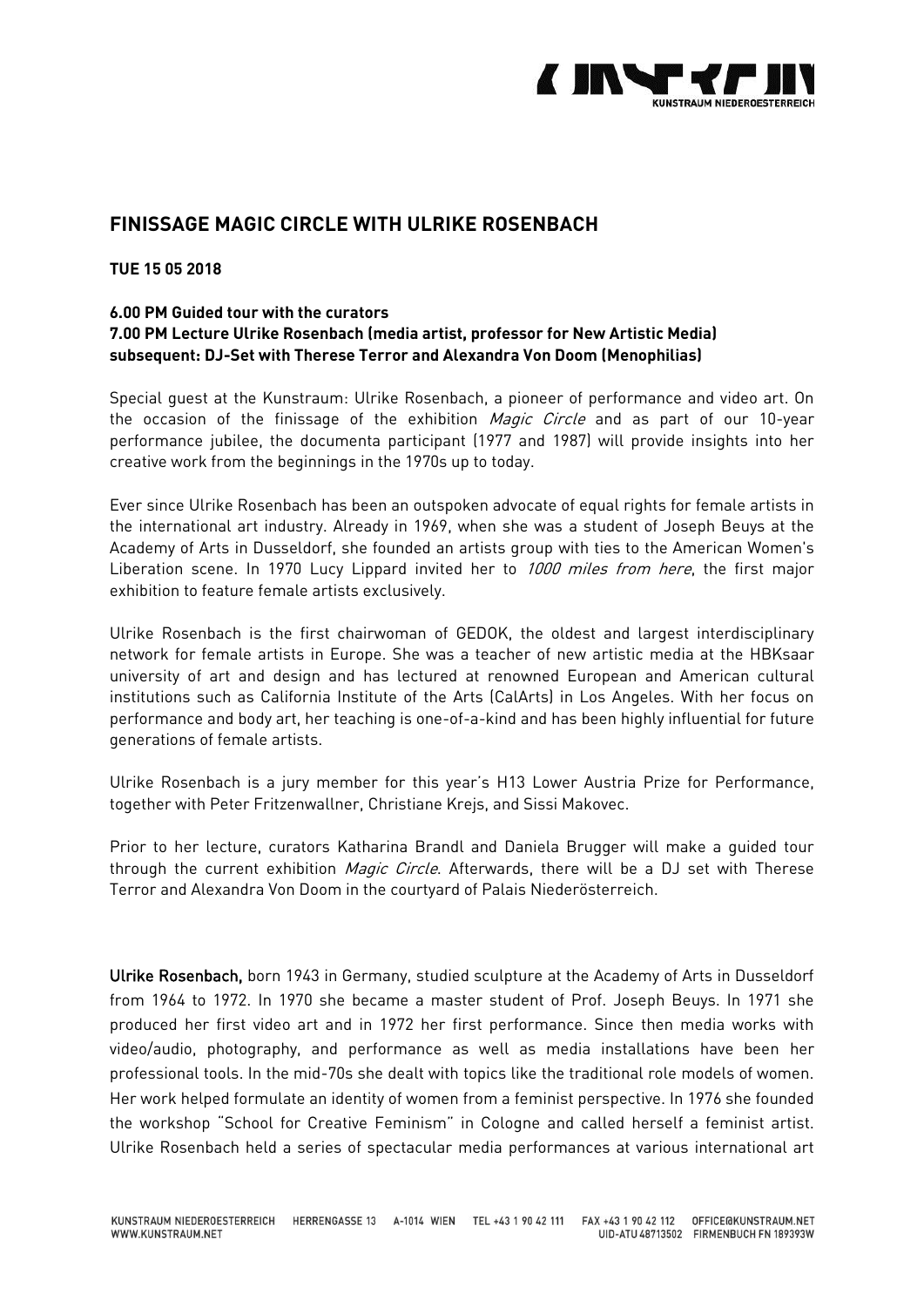## FINISSAGE MAGIC CIRCLE WITH ULRIKE ROSENBACH

**TUE 15 05 2018**

**6.00 PM Guided tour with the curators**
**7.00 PM Lecture Ulrike Rosenbach (media artist, professor for New Artistic Media)**
**subsequent: DJ-Set with Therese Terror and Alexandra Von Doom (Menophilias)**

Special guest at the Kunstraum: Ulrike Rosenbach, a pioneer of performance and video art. On the occasion of the finissage of the exhibition *Magic Circle* and as part of our 10-year performance jubilee, the documenta participant (1977 and 1987) will provide insights into her creative work from the beginnings in the 1970s up to today.

Ever since Ulrike Rosenbach has been an outspoken advocate of equal rights for female artists in the international art industry. Already in 1969, when she was a student of Joseph Beuys at the Academy of Arts in Dusseldorf, she founded an artists group with ties to the American Women's Liberation scene. In 1970 Lucy Lippard invited her to *1000 miles from here*, the first major exhibition to feature female artists exclusively.

Ulrike Rosenbach is the first chairwoman of GEDOK, the oldest and largest interdisciplinary network for female artists in Europe. She was a teacher of new artistic media at the HBKsaar university of art and design and has lectured at renowned European and American cultural institutions such as California Institute of the Arts (CalArts) in Los Angeles. With her focus on performance and body art, her teaching is one-of-a-kind and has been highly influential for future generations of female artists.

Ulrike Rosenbach is a jury member for this year's H13 Lower Austria Prize for Performance, together with Peter Fritzenwallner, Christiane Krejs, and Sissi Makovec.

Prior to her lecture, curators Katharina Brandl and Daniela Brugger will make a guided tour through the current exhibition *Magic Circle*. Afterwards, there will be a DJ set with Therese Terror and Alexandra Von Doom in the courtyard of Palais Niederösterreich.

**Ulrike Rosenbach,** born 1943 in Germany, studied sculpture at the Academy of Arts in Dusseldorf from 1964 to 1972. In 1970 she became a master student of Prof. Joseph Beuys. In 1971 she produced her first video art and in 1972 her first performance. Since then media works with video/audio, photography, and performance as well as media installations have been her professional tools. In the mid-70s she dealt with topics like the traditional role models of women. Her work helped formulate an identity of women from a feminist perspective. In 1976 she founded the workshop "School for Creative Feminism" in Cologne and called herself a feminist artist. Ulrike Rosenbach held a series of spectacular media performances at various international art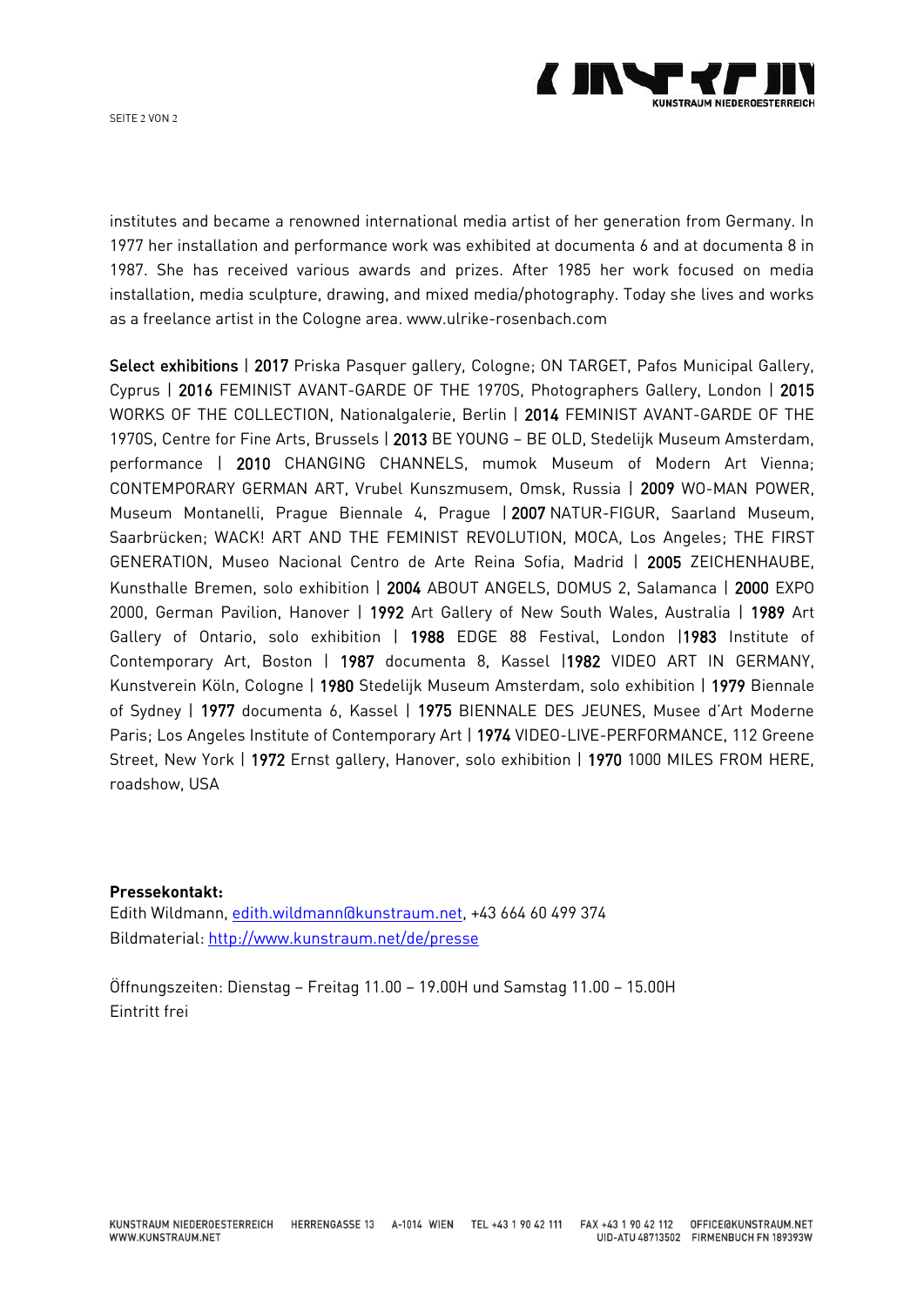institutes and became a renowned international media artist of her generation from Germany. In 1977 her installation and performance work was exhibited at documenta 6 and at documenta 8 in 1987. She has received various awards and prizes. After 1985 her work focused on media installation, media sculpture, drawing, and mixed media/photography. Today she lives and works as a freelance artist in the Cologne area. www.ulrike-rosenbach.com

Select exhibitions | 2017 Priska Pasquer gallery, Cologne; ON TARGET, Pafos Municipal Gallery, Cyprus | 2016 FEMINIST AVANT-GARDE OF THE 1970S, Photographers Gallery, London | 2015 WORKS OF THE COLLECTION, Nationalgalerie, Berlin | 2014 FEMINIST AVANT-GARDE OF THE 1970S, Centre for Fine Arts, Brussels | 2013 BE YOUNG – BE OLD, Stedelijk Museum Amsterdam, performance | 2010 CHANGING CHANNELS, mumok Museum of Modern Art Vienna; CONTEMPORARY GERMAN ART, Vrubel Kunszmusem, Omsk, Russia | 2009 WO-MAN POWER, Museum Montanelli, Prague Biennale 4, Prague | 2007 NATUR-FIGUR, Saarland Museum, Saarbrücken; WACK! ART AND THE FEMINIST REVOLUTION, MOCA, Los Angeles; THE FIRST GENERATION, Museo Nacional Centro de Arte Reina Sofia, Madrid | 2005 ZEICHENHAUBE, Kunsthalle Bremen, solo exhibition | 2004 ABOUT ANGELS, DOMUS 2, Salamanca | 2000 EXPO 2000, German Pavilion, Hanover | 1992 Art Gallery of New South Wales, Australia | 1989 Art Gallery of Ontario, solo exhibition | 1988 EDGE 88 Festival, London |1983 Institute of Contemporary Art, Boston | 1987 documenta 8, Kassel |1982 VIDEO ART IN GERMANY, Kunstverein Köln, Cologne | 1980 Stedelijk Museum Amsterdam, solo exhibition | 1979 Biennale of Sydney | 1977 documenta 6, Kassel | 1975 BIENNALE DES JEUNES, Musee d'Art Moderne Paris; Los Angeles Institute of Contemporary Art | 1974 VIDEO-LIVE-PERFORMANCE, 112 Greene Street, New York | 1972 Ernst gallery, Hanover, solo exhibition | 1970 1000 MILES FROM HERE, roadshow, USA

**Pressekontakt:**
Edith Wildmann, edith.wildmann@kunstraum.net, +43 664 60 499 374
Bildmaterial: http://www.kunstraum.net/de/presse

Öffnungszeiten: Dienstag – Freitag 11.00 – 19.00H und Samstag 11.00 – 15.00H
Eintritt frei